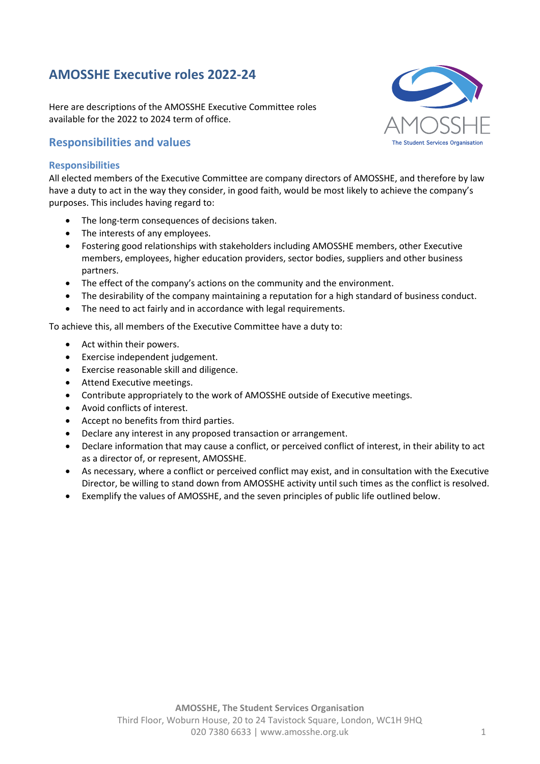# AMOSSHE Executive roles 2022-24

Here are descriptions of the AMOSSHE Executive Committee roles available for the 2022 to 2024 term of office.

## Responsibilities and values

### Responsibilities

All elected members of the Executive Committee are company directors of AMOSSHE, and therefore by law have a duty to act in the way they consider, in good faith, would be most likely to achieve the company's purposes. This includes having regard to:

- The long-term consequences of decisions taken.
- The interests of any employees.
- Fostering good relationships with stakeholders including AMOSSHE members, other Executive members, employees, higher education providers, sector bodies, suppliers and other business partners.
- The effect of the company's actions on the community and the environment.
- The desirability of the company maintaining a reputation for a high standard of business conduct.
- The need to act fairly and in accordance with legal requirements.

To achieve this, all members of the Executive Committee have a duty to:

- Act within their powers.
- Exercise independent judgement.
- Exercise reasonable skill and diligence.
- Attend Executive meetings.
- Contribute appropriately to the work of AMOSSHE outside of Executive meetings.
- Avoid conflicts of interest.
- Accept no benefits from third parties.
- Declare any interest in any proposed transaction or arrangement.
- Declare information that may cause a conflict, or perceived conflict of interest, in their ability to act as a director of, or represent, AMOSSHE.
- As necessary, where a conflict or perceived conflict may exist, and in consultation with the Executive Director, be willing to stand down from AMOSSHE activity until such times as the conflict is resolved.
- Exemplify the values of AMOSSHE, and the seven principles of public life outlined below.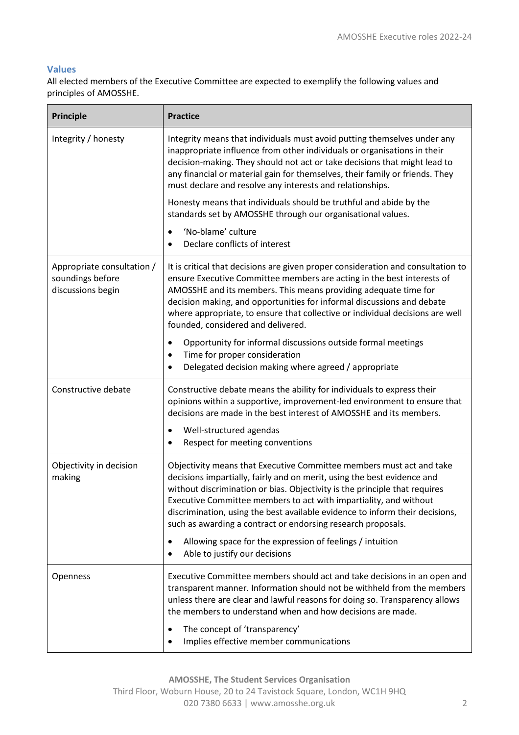## Values

All elected members of the Executive Committee are expected to exemplify the following values and principles of AMOSSHE.

| Principle | Practice |
|---|---|
| Integrity / honesty | Integrity means that individuals must avoid putting themselves under any inappropriate influence from other individuals or organisations in their decision-making. They should not act or take decisions that might lead to any financial or material gain for themselves, their family or friends. They must declare and resolve any interests and relationships.<br><br>Honesty means that individuals should be truthful and abide by the standards set by AMOSSHE through our organisational values.<br><br>• 'No-blame' culture<br>• Declare conflicts of interest |
| Appropriate consultation / soundings before discussions begin | It is critical that decisions are given proper consideration and consultation to ensure Executive Committee members are acting in the best interests of AMOSSHE and its members. This means providing adequate time for decision making, and opportunities for informal discussions and debate where appropriate, to ensure that collective or individual decisions are well founded, considered and delivered.<br><br>• Opportunity for informal discussions outside formal meetings<br>• Time for proper consideration<br>• Delegated decision making where agreed / appropriate |
| Constructive debate | Constructive debate means the ability for individuals to express their opinions within a supportive, improvement-led environment to ensure that decisions are made in the best interest of AMOSSHE and its members.<br><br>• Well-structured agendas<br>• Respect for meeting conventions |
| Objectivity in decision making | Objectivity means that Executive Committee members must act and take decisions impartially, fairly and on merit, using the best evidence and without discrimination or bias. Objectivity is the principle that requires Executive Committee members to act with impartiality, and without discrimination, using the best available evidence to inform their decisions, such as awarding a contract or endorsing research proposals.<br><br>• Allowing space for the expression of feelings / intuition<br>• Able to justify our decisions |
| Openness | Executive Committee members should act and take decisions in an open and transparent manner. Information should not be withheld from the members unless there are clear and lawful reasons for doing so. Transparency allows the members to understand when and how decisions are made.<br><br>• The concept of 'transparency'<br>• Implies effective member communications |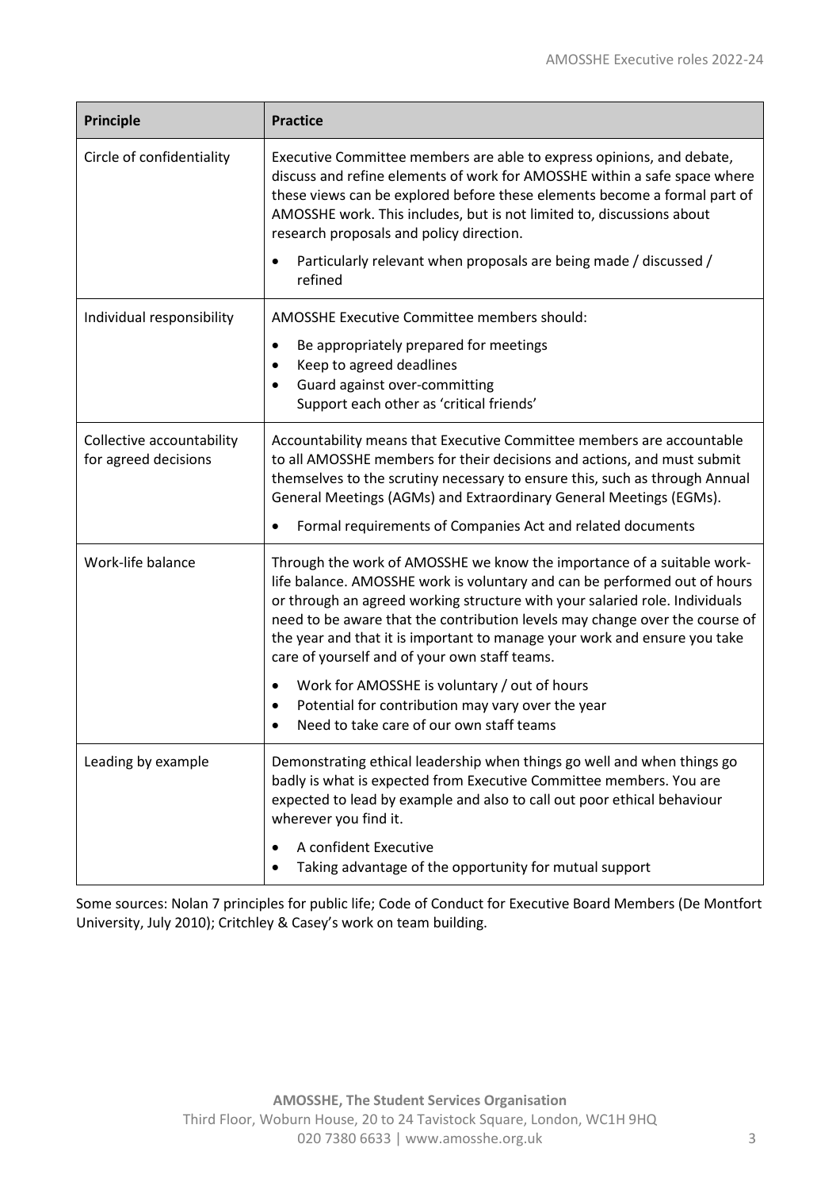| Principle | Practice |
|---|---|
| Circle of confidentiality | Executive Committee members are able to express opinions, and debate, discuss and refine elements of work for AMOSSHE within a safe space where these views can be explored before these elements become a formal part of AMOSSHE work. This includes, but is not limited to, discussions about research proposals and policy direction.<br><br>• Particularly relevant when proposals are being made / discussed / refined |
| Individual responsibility | AMOSSHE Executive Committee members should:<br><br>• Be appropriately prepared for meetings<br>• Keep to agreed deadlines<br>• Guard against over-committing<br>Support each other as 'critical friends' |
| Collective accountability for agreed decisions | Accountability means that Executive Committee members are accountable to all AMOSSHE members for their decisions and actions, and must submit themselves to the scrutiny necessary to ensure this, such as through Annual General Meetings (AGMs) and Extraordinary General Meetings (EGMs).<br><br>• Formal requirements of Companies Act and related documents |
| Work-life balance | Through the work of AMOSSHE we know the importance of a suitable work-life balance. AMOSSHE work is voluntary and can be performed out of hours or through an agreed working structure with your salaried role. Individuals need to be aware that the contribution levels may change over the course of the year and that it is important to manage your work and ensure you take care of yourself and of your own staff teams.<br><br>• Work for AMOSSHE is voluntary / out of hours<br>• Potential for contribution may vary over the year<br>• Need to take care of our own staff teams |
| Leading by example | Demonstrating ethical leadership when things go well and when things go badly is what is expected from Executive Committee members. You are expected to lead by example and also to call out poor ethical behaviour wherever you find it.<br><br>• A confident Executive<br>• Taking advantage of the opportunity for mutual support |

Some sources: Nolan 7 principles for public life; Code of Conduct for Executive Board Members (De Montfort University, July 2010); Critchley & Casey's work on team building.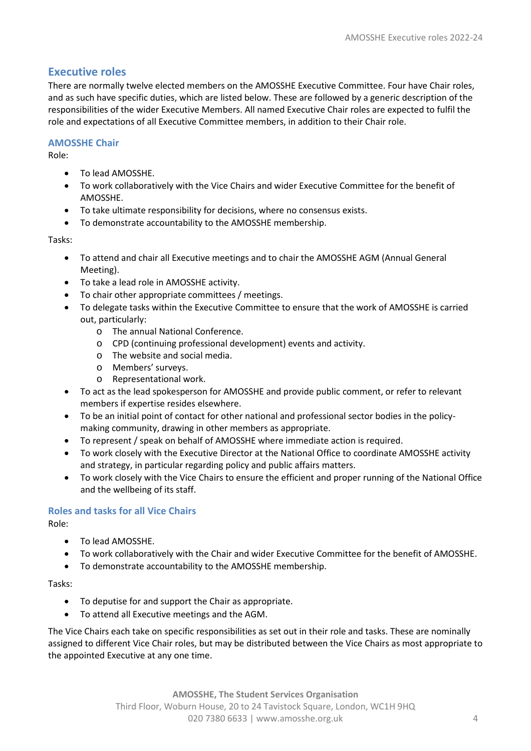## Executive roles

There are normally twelve elected members on the AMOSSHE Executive Committee. Four have Chair roles, and as such have specific duties, which are listed below. These are followed by a generic description of the responsibilities of the wider Executive Members. All named Executive Chair roles are expected to fulfil the role and expectations of all Executive Committee members, in addition to their Chair role.

### AMOSSHE Chair

Role:

- To lead AMOSSHE.
- To work collaboratively with the Vice Chairs and wider Executive Committee for the benefit of AMOSSHE.
- To take ultimate responsibility for decisions, where no consensus exists.
- To demonstrate accountability to the AMOSSHE membership.

Tasks:

- To attend and chair all Executive meetings and to chair the AMOSSHE AGM (Annual General Meeting).
- To take a lead role in AMOSSHE activity.
- To chair other appropriate committees / meetings.
- To delegate tasks within the Executive Committee to ensure that the work of AMOSSHE is carried out, particularly:
  - The annual National Conference.
  - CPD (continuing professional development) events and activity.
  - The website and social media.
  - Members' surveys.
  - Representational work.
- To act as the lead spokesperson for AMOSSHE and provide public comment, or refer to relevant members if expertise resides elsewhere.
- To be an initial point of contact for other national and professional sector bodies in the policy-making community, drawing in other members as appropriate.
- To represent / speak on behalf of AMOSSHE where immediate action is required.
- To work closely with the Executive Director at the National Office to coordinate AMOSSHE activity and strategy, in particular regarding policy and public affairs matters.
- To work closely with the Vice Chairs to ensure the efficient and proper running of the National Office and the wellbeing of its staff.

### Roles and tasks for all Vice Chairs

Role:

- To lead AMOSSHE.
- To work collaboratively with the Chair and wider Executive Committee for the benefit of AMOSSHE.
- To demonstrate accountability to the AMOSSHE membership.

Tasks:

- To deputise for and support the Chair as appropriate.
- To attend all Executive meetings and the AGM.

The Vice Chairs each take on specific responsibilities as set out in their role and tasks. These are nominally assigned to different Vice Chair roles, but may be distributed between the Vice Chairs as most appropriate to the appointed Executive at any one time.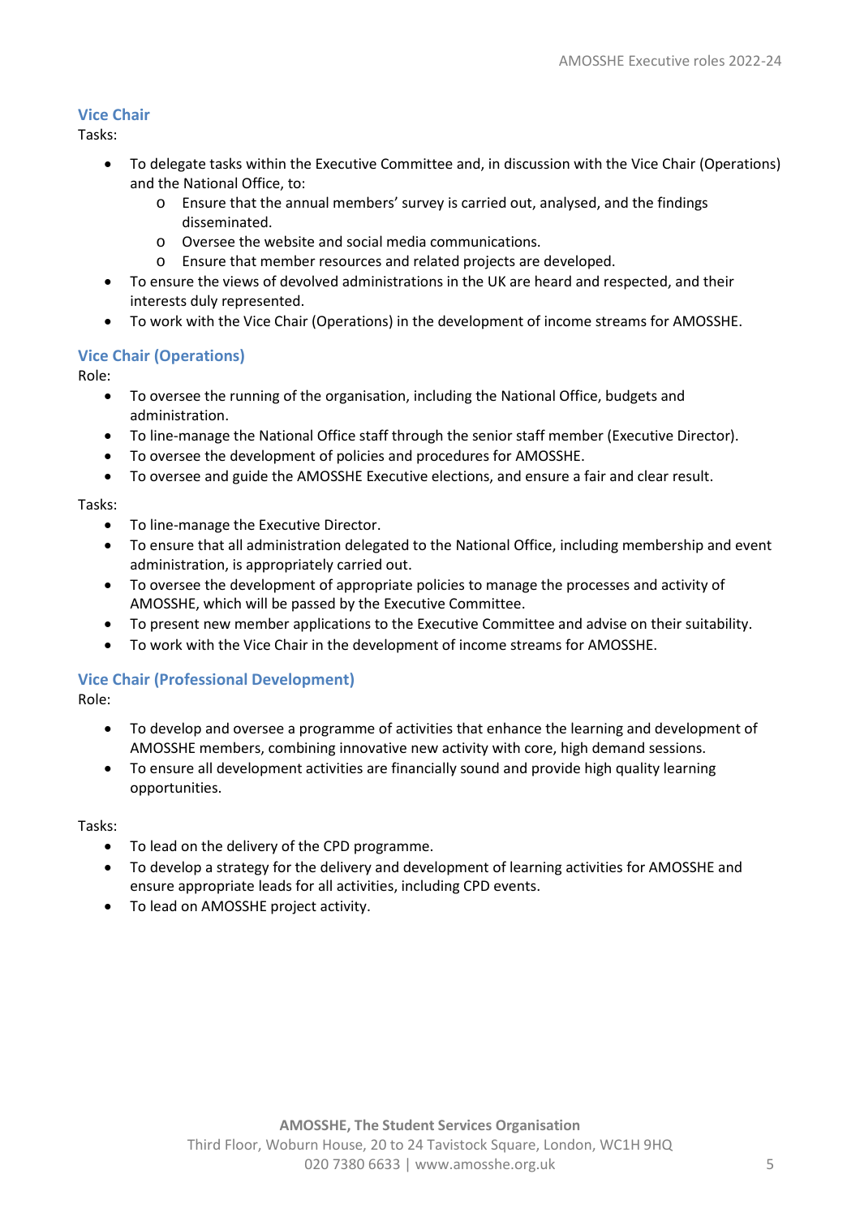## Vice Chair

Tasks:

- To delegate tasks within the Executive Committee and, in discussion with the Vice Chair (Operations) and the National Office, to:
    - Ensure that the annual members' survey is carried out, analysed, and the findings disseminated.
    - Oversee the website and social media communications.
    - Ensure that member resources and related projects are developed.
- To ensure the views of devolved administrations in the UK are heard and respected, and their interests duly represented.
- To work with the Vice Chair (Operations) in the development of income streams for AMOSSHE.

## Vice Chair (Operations)

Role:

- To oversee the running of the organisation, including the National Office, budgets and administration.
- To line-manage the National Office staff through the senior staff member (Executive Director).
- To oversee the development of policies and procedures for AMOSSHE.
- To oversee and guide the AMOSSHE Executive elections, and ensure a fair and clear result.

Tasks:

- To line-manage the Executive Director.
- To ensure that all administration delegated to the National Office, including membership and event administration, is appropriately carried out.
- To oversee the development of appropriate policies to manage the processes and activity of AMOSSHE, which will be passed by the Executive Committee.
- To present new member applications to the Executive Committee and advise on their suitability.
- To work with the Vice Chair in the development of income streams for AMOSSHE.

## Vice Chair (Professional Development)

Role:

- To develop and oversee a programme of activities that enhance the learning and development of AMOSSHE members, combining innovative new activity with core, high demand sessions.
- To ensure all development activities are financially sound and provide high quality learning opportunities.

Tasks:

- To lead on the delivery of the CPD programme.
- To develop a strategy for the delivery and development of learning activities for AMOSSHE and ensure appropriate leads for all activities, including CPD events.
- To lead on AMOSSHE project activity.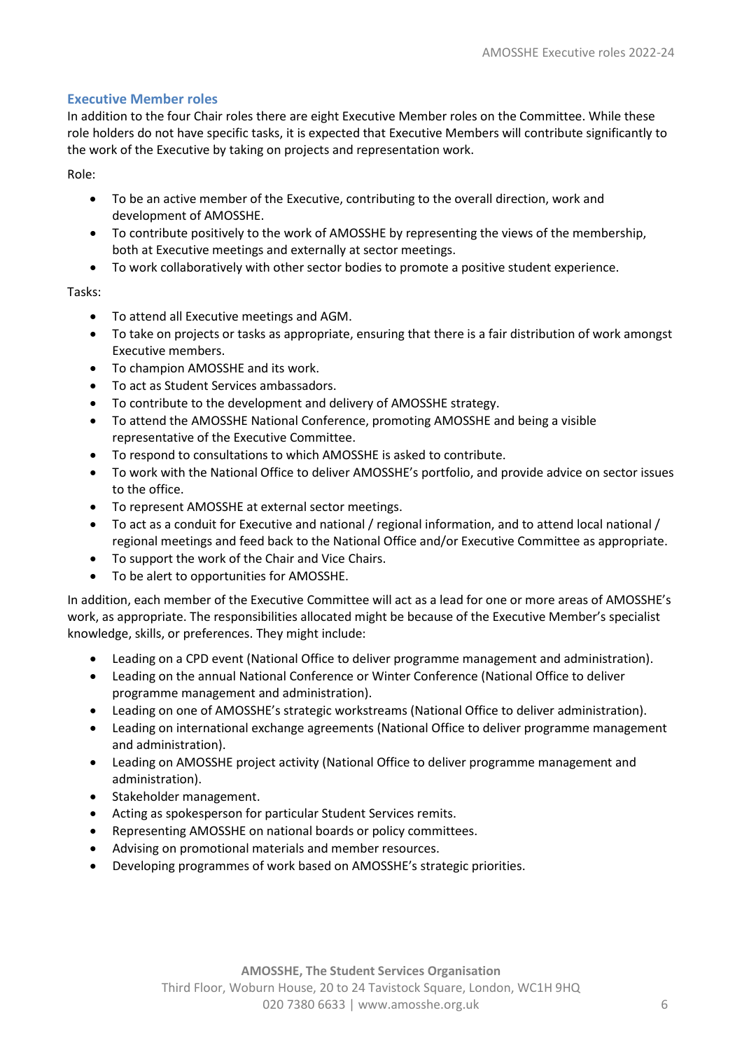## Executive Member roles

In addition to the four Chair roles there are eight Executive Member roles on the Committee. While these role holders do not have specific tasks, it is expected that Executive Members will contribute significantly to the work of the Executive by taking on projects and representation work.

Role:

- To be an active member of the Executive, contributing to the overall direction, work and development of AMOSSHE.
- To contribute positively to the work of AMOSSHE by representing the views of the membership, both at Executive meetings and externally at sector meetings.
- To work collaboratively with other sector bodies to promote a positive student experience.

Tasks:

- To attend all Executive meetings and AGM.
- To take on projects or tasks as appropriate, ensuring that there is a fair distribution of work amongst Executive members.
- To champion AMOSSHE and its work.
- To act as Student Services ambassadors.
- To contribute to the development and delivery of AMOSSHE strategy.
- To attend the AMOSSHE National Conference, promoting AMOSSHE and being a visible representative of the Executive Committee.
- To respond to consultations to which AMOSSHE is asked to contribute.
- To work with the National Office to deliver AMOSSHE's portfolio, and provide advice on sector issues to the office.
- To represent AMOSSHE at external sector meetings.
- To act as a conduit for Executive and national / regional information, and to attend local national / regional meetings and feed back to the National Office and/or Executive Committee as appropriate.
- To support the work of the Chair and Vice Chairs.
- To be alert to opportunities for AMOSSHE.

In addition, each member of the Executive Committee will act as a lead for one or more areas of AMOSSHE's work, as appropriate. The responsibilities allocated might be because of the Executive Member's specialist knowledge, skills, or preferences. They might include:

- Leading on a CPD event (National Office to deliver programme management and administration).
- Leading on the annual National Conference or Winter Conference (National Office to deliver programme management and administration).
- Leading on one of AMOSSHE's strategic workstreams (National Office to deliver administration).
- Leading on international exchange agreements (National Office to deliver programme management and administration).
- Leading on AMOSSHE project activity (National Office to deliver programme management and administration).
- Stakeholder management.
- Acting as spokesperson for particular Student Services remits.
- Representing AMOSSHE on national boards or policy committees.
- Advising on promotional materials and member resources.
- Developing programmes of work based on AMOSSHE's strategic priorities.